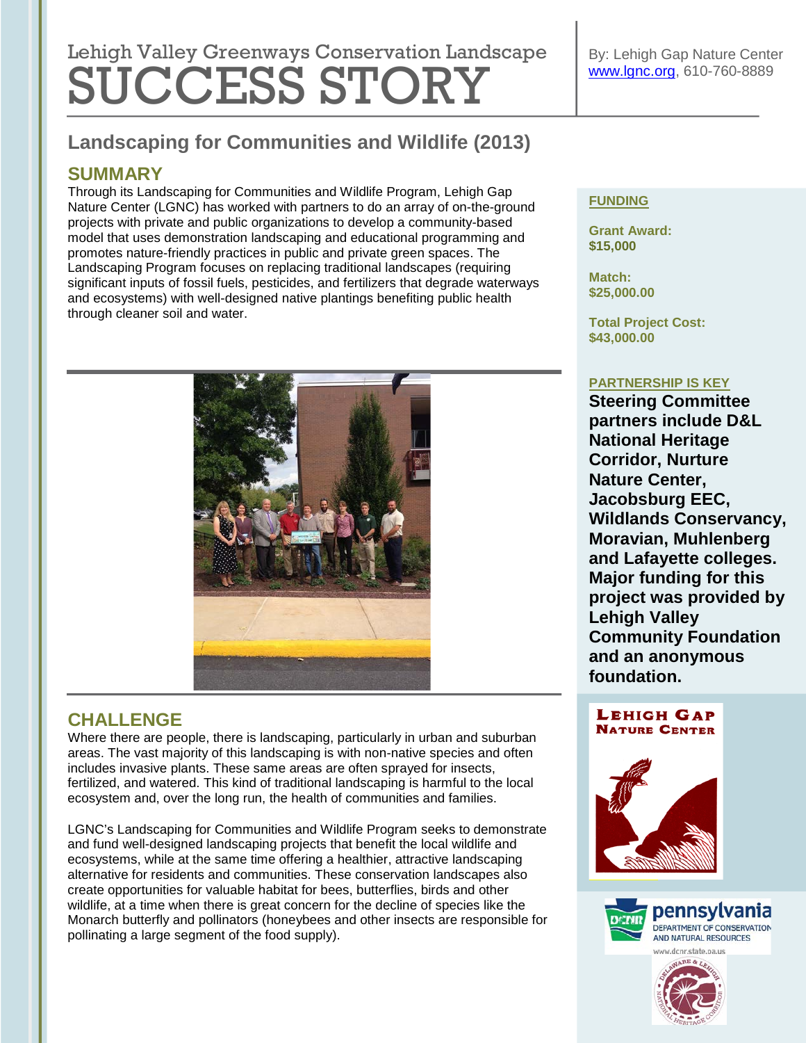# Lehigh Valley Greenways Conservation Landscape SUCCESS STORY

By: Lehigh Gap Nature Center
www.lgnc.org, 610-760-8889

## Landscaping for Communities and Wildlife (2013)

### SUMMARY

Through its Landscaping for Communities and Wildlife Program, Lehigh Gap Nature Center (LGNC) has worked with partners to do an array of on-the-ground projects with private and public organizations to develop a community-based model that uses demonstration landscaping and educational programming and promotes nature-friendly practices in public and private green spaces. The Landscaping Program focuses on replacing traditional landscapes (requiring significant inputs of fossil fuels, pesticides, and fertilizers that degrade waterways and ecosystems) with well-designed native plantings benefiting public health through cleaner soil and water.

### CHALLENGE

Where there are people, there is landscaping, particularly in urban and suburban areas. The vast majority of this landscaping is with non-native species and often includes invasive plants. These same areas are often sprayed for insects, fertilized, and watered. This kind of traditional landscaping is harmful to the local ecosystem and, over the long run, the health of communities and families.

LGNC's Landscaping for Communities and Wildlife Program seeks to demonstrate and fund well-designed landscaping projects that benefit the local wildlife and ecosystems, while at the same time offering a healthier, attractive landscaping alternative for residents and communities. These conservation landscapes also create opportunities for valuable habitat for bees, butterflies, birds and other wildlife, at a time when there is great concern for the decline of species like the Monarch butterfly and pollinators (honeybees and other insects are responsible for pollinating a large segment of the food supply).

**FUNDING**

**Grant Award:**
**$15,000**

**Match:**
**$25,000.00**

**Total Project Cost:**
**$43,000.00**

**PARTNERSHIP IS KEY**

**Steering Committee partners include D&L National Heritage Corridor, Nurture Nature Center, Jacobsburg EEC, Wildlands Conservancy, Moravian, Muhlenberg and Lafayette colleges. Major funding for this project was provided by Lehigh Valley Community Foundation and an anonymous foundation.**

LEHIGH GAP NATURE CENTER

pennsylvania DEPARTMENT OF CONSERVATION AND NATURAL RESOURCES
www.dcnr.state.pa.us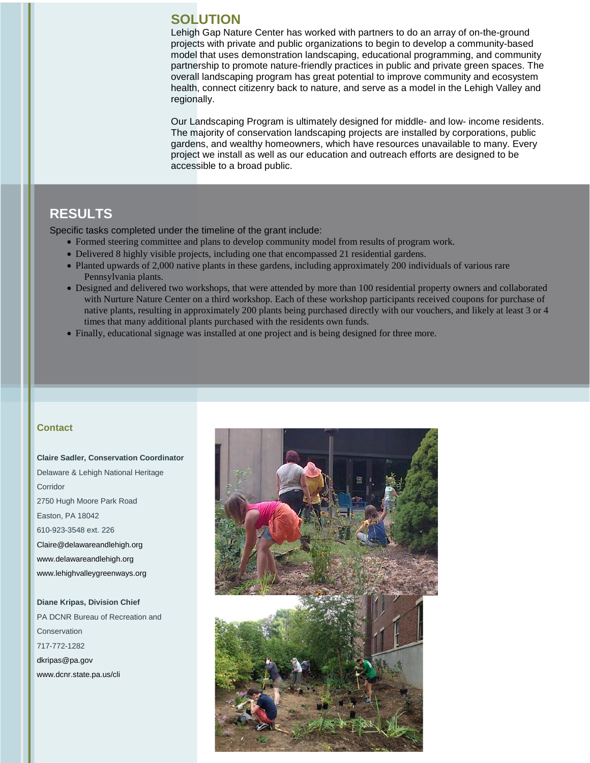## SOLUTION

Lehigh Gap Nature Center has worked with partners to do an array of on-the-ground projects with private and public organizations to begin to develop a community-based model that uses demonstration landscaping, educational programming, and community partnership to promote nature-friendly practices in public and private green spaces. The overall landscaping program has great potential to improve community and ecosystem health, connect citizenry back to nature, and serve as a model in the Lehigh Valley and regionally.

Our Landscaping Program is ultimately designed for middle- and low- income residents. The majority of conservation landscaping projects are installed by corporations, public gardens, and wealthy homeowners, which have resources unavailable to many. Every project we install as well as our education and outreach efforts are designed to be accessible to a broad public.

## RESULTS

Specific tasks completed under the timeline of the grant include:

- Formed steering committee and plans to develop community model from results of program work.
- Delivered 8 highly visible projects, including one that encompassed 21 residential gardens.
- Planted upwards of 2,000 native plants in these gardens, including approximately 200 individuals of various rare Pennsylvania plants.
- Designed and delivered two workshops, that were attended by more than 100 residential property owners and collaborated with Nurture Nature Center on a third workshop. Each of these workshop participants received coupons for purchase of native plants, resulting in approximately 200 plants being purchased directly with our vouchers, and likely at least 3 or 4 times that many additional plants purchased with the residents own funds.
- Finally, educational signage was installed at one project and is being designed for three more.

### Contact

**Claire Sadler, Conservation Coordinator**
Delaware & Lehigh National Heritage Corridor
2750 Hugh Moore Park Road
Easton, PA 18042
610-923-3548 ext. 226
Claire@delawareandlehigh.org
www.delawareandlehigh.org
www.lehighvalleygreenways.org

**Diane Kripas, Division Chief**
PA DCNR Bureau of Recreation and Conservation
717-772-1282
dkripas@pa.gov
www.dcnr.state.pa.us/cli